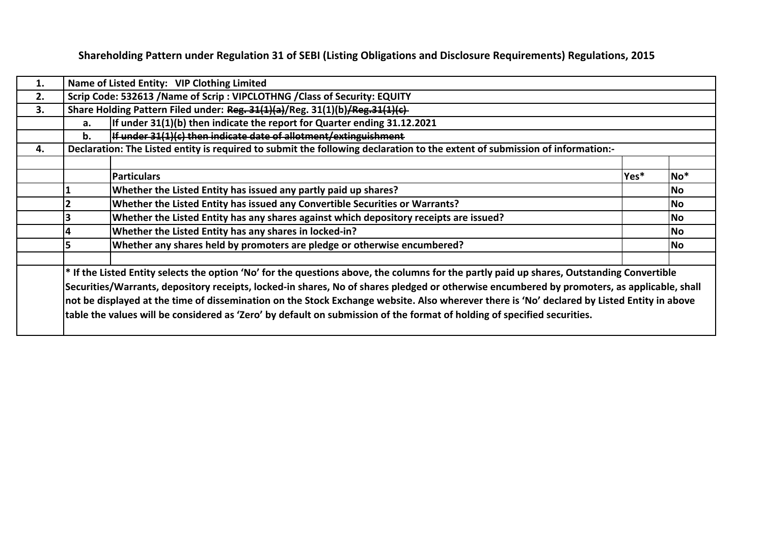**Shareholding Pattern under Regulation 31 of SEBI (Listing Obligations and Disclosure Requirements) Regulations, 2015**

| | | | | |
|---|---|---|---|---|
| 1. | Name of Listed Entity: VIP Clothing Limited | | | |
| 2. | Scrip Code: 532613 /Name of Scrip : VIPCLOTHNG /Class of Security: EQUITY | | | |
| 3. | Share Holding Pattern Filed under: ~~Reg. 31(1)(a)~~/Reg. 31(1)(b)~~/Reg.31(1)(c)~~ | | | |
| | a. | If under 31(1)(b) then indicate the report for Quarter ending 31.12.2021 | | |
| | b. | ~~If under 31(1)(c) then indicate date of allotment/extinguishment~~ | | |
| 4. | Declaration: The Listed entity is required to submit the following declaration to the extent of submission of information:- | | | |
| | | | | |
| | | Particulars | Yes* | No* |
| | 1 | Whether the Listed Entity has issued any partly paid up shares? | | No |
| | 2 | Whether the Listed Entity has issued any Convertible Securities or Warrants? | | No |
| | 3 | Whether the Listed Entity has any shares against which depository receipts are issued? | | No |
| | 4 | Whether the Listed Entity has any shares in locked-in? | | No |
| | 5 | Whether any shares held by promoters are pledge or otherwise encumbered? | | No |
| | | | | |
| | * If the Listed Entity selects the option 'No' for the questions above, the columns for the partly paid up shares, Outstanding Convertible Securities/Warrants, depository receipts, locked-in shares, No of shares pledged or otherwise encumbered by promoters, as applicable, shall not be displayed at the time of dissemination on the Stock Exchange website. Also wherever there is 'No' declared by Listed Entity in above table the values will be considered as 'Zero' by default on submission of the format of holding of specified securities. | | | |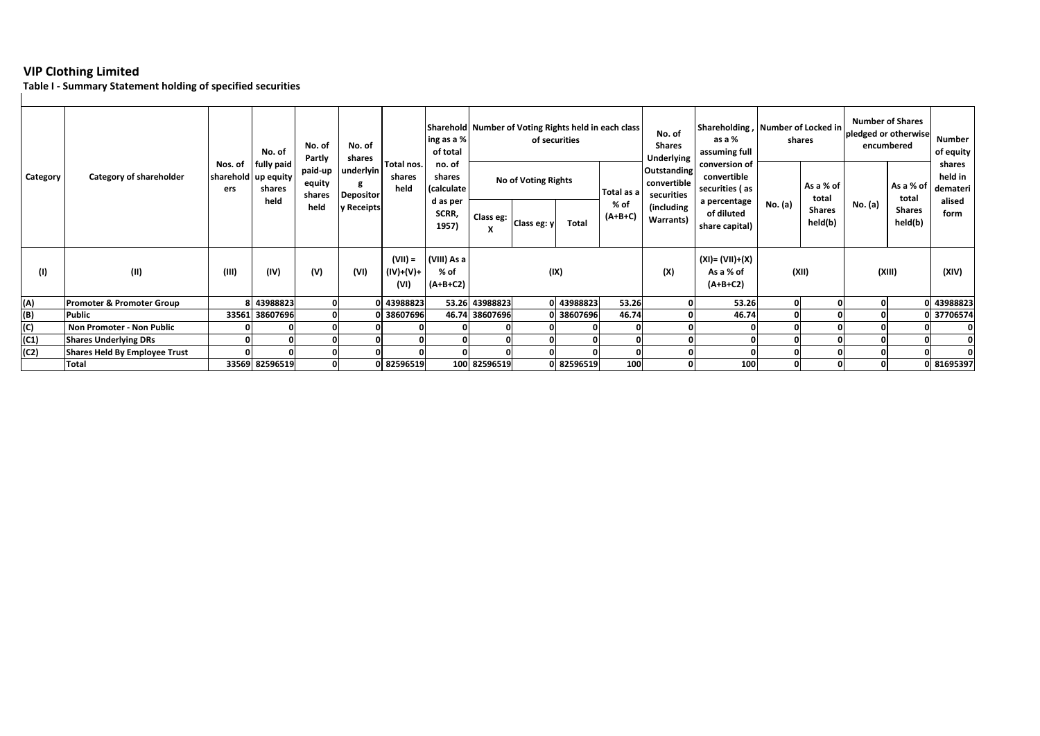# VIP Clothing Limited

**Table I - Summary Statement holding of specified securities**

| Category | Category of shareholder | Nos. of shareholders | No. of fully paid up equity shares held | No. of Partly paid-up equity shares held | No. of shares underlying Depository Receipts | Total nos. shares held | Shareholding as a % of total no. of shares (calculated as per SCRR, 1957) | Number of Voting Rights held in each class of securities | | | | No. of Shares Underlying Outstanding convertible securities (including Warrants) | Shareholding , as a % assuming full conversion of convertible securities ( as a percentage of diluted share capital) | Number of Locked in shares | | Number of Shares pledged or otherwise encumbered | | Number of equity shares held in dematerialised form |
|---|---|---|---|---|---|---|---|---|---|---|---|---|---|---|---|---|---|---|
| | | | | | | | | No of Voting Rights | | | Total as a % of (A+B+C) | | | No. (a) | As a % of total Shares held(b) | No. (a) | As a % of total Shares held(b) | |
| | | | | | | | | Class eg: X | Class eg: y | Total | | | | | | | | |
| (I) | (II) | (III) | (IV) | (V) | (VI) | (VII) = (IV)+(V)+ (VI) | (VIII) As a % of (A+B+C2) | (IX) | | | | (X) | (XI)= (VII)+(X) As a % of (A+B+C2) | (XII) | | (XIII) | | (XIV) |
| (A) | Promoter & Promoter Group | 8 | 43988823 | 0 | 0 | 43988823 | 53.26 | 43988823 | 0 | 43988823 | 53.26 | 0 | 53.26 | 0 | 0 | 0 | 0 | 43988823 |
| (B) | Public | 33561 | 38607696 | 0 | 0 | 38607696 | 46.74 | 38607696 | 0 | 38607696 | 46.74 | 0 | 46.74 | 0 | 0 | 0 | 0 | 37706574 |
| (C) | Non Promoter - Non Public | 0 | 0 | 0 | 0 | 0 | 0 | 0 | 0 | 0 | 0 | 0 | 0 | 0 | 0 | 0 | 0 | 0 |
| (C1) | Shares Underlying DRs | 0 | 0 | 0 | 0 | 0 | 0 | 0 | 0 | 0 | 0 | 0 | 0 | 0 | 0 | 0 | 0 | 0 |
| (C2) | Shares Held By Employee Trust | 0 | 0 | 0 | 0 | 0 | 0 | 0 | 0 | 0 | 0 | 0 | 0 | 0 | 0 | 0 | 0 | 0 |
| | Total | 33569 | 82596519 | 0 | 0 | 82596519 | 100 | 82596519 | 0 | 82596519 | 100 | 0 | 100 | 0 | 0 | 0 | 0 | 81695397 |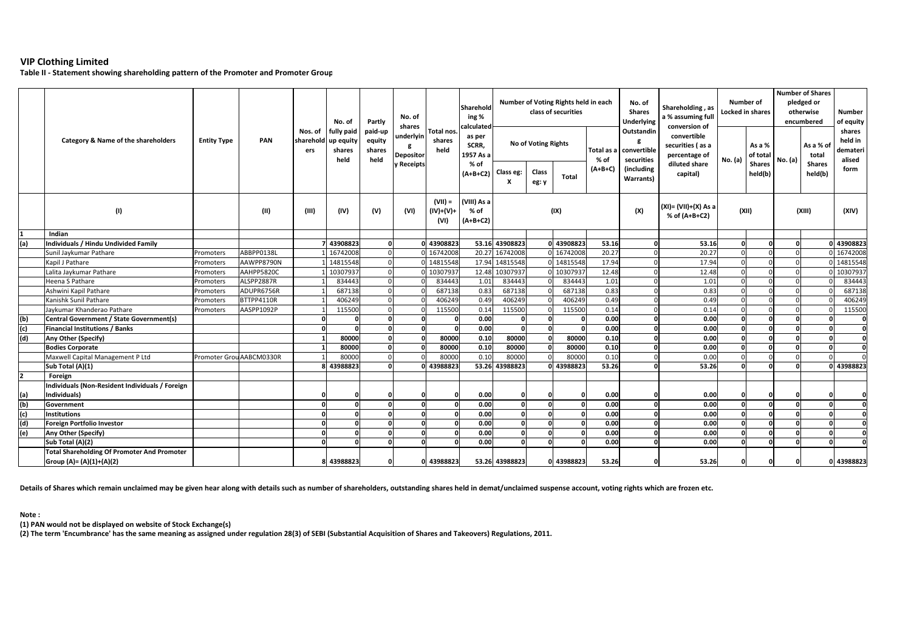# VIP Clothing Limited

**Table II - Statement showing shareholding pattern of the Promoter and Promoter Group**

| | Category & Name of the shareholders | Entity Type | PAN | Nos. of shareholders | No. of fully paid up equity shares held | Partly paid-up equity shares held | No. of shares underlying Depository Receipts | Total nos. shares held | Shareholding % calculated as per SCRR, 1957 As a % of (A+B+C2) | Number of Voting Rights held in each class of securities | | | | No. of Shares Underlying Outstanding convertible securities (including Warrants) | Shareholding , as a % assuming full conversion of convertible securities ( as a percentage of diluted share capital) | Number of Locked in shares | | Number of Shares pledged or otherwise encumbered | | Number of equity shares held in dematerialised form |
|---|---|---|---|---|---|---|---|---|---|---|---|---|---|---|---|---|---|---|---|---|
| | | | | | | | | | | No of Voting Rights | | | Total as a % of (A+B+C) | | | No. (a) | As a % of total Shares held(b) | No. (a) | As a % of total Shares held(b) | |
| | | | | | | | | | | Class eg: X | Class eg: y | Total | | | | | | | | |
| | (I) | | (II) | (III) | (IV) | (V) | (VI) | (VII) = (IV)+(V)+ (VI) | (VIII) As a % of (A+B+C2) | (IX) | | | | (X) | (XI)= (VII)+(X) As a % of (A+B+C2) | (XII) | | (XIII) | | (XIV) |
| **1** | **Indian** | | | | | | | | | | | | | | | | | | | |
| **(a)** | **Individuals / Hindu Undivided Family** | | | **7** | **43908823** | **0** | | **0** | **43908823** | **53.16** | **43908823** | **0** | **43908823** | **53.16** | **0** | **53.16** | **0** | **0** | **0** | **0** | **43908823** |
| | Sunil Jaykumar Pathare | Promoters | ABBPP0138L | 1 | 16742008 | 0 | 0 | 16742008 | 20.27 | 16742008 | 0 | 16742008 | 20.27 | 0 | 20.27 | 0 | 0 | 0 | 0 | 16742008 |
| | Kapil J Pathare | Promoters | AAWPP8790N | 1 | 14815548 | 0 | 0 | 14815548 | 17.94 | 14815548 | 0 | 14815548 | 17.94 | 0 | 17.94 | 0 | 0 | 0 | 0 | 14815548 |
| | Lalita Jaykumar Pathare | Promoters | AAHPP5820C | 1 | 10307937 | 0 | 0 | 10307937 | 12.48 | 10307937 | 0 | 10307937 | 12.48 | 0 | 12.48 | 0 | 0 | 0 | 0 | 10307937 |
| | Heena S Pathare | Promoters | ALSPP2887R | 1 | 834443 | 0 | 0 | 834443 | 1.01 | 834443 | 0 | 834443 | 1.01 | 0 | 1.01 | 0 | 0 | 0 | 0 | 834443 |
| | Ashwini Kapil Pathare | Promoters | ADUPR6756R | 1 | 687138 | 0 | 0 | 687138 | 0.83 | 687138 | 0 | 687138 | 0.83 | 0 | 0.83 | 0 | 0 | 0 | 0 | 687138 |
| | Kanishk Sunil Pathare | Promoters | BTTPP4110R | 1 | 406249 | 0 | 0 | 406249 | 0.49 | 406249 | 0 | 406249 | 0.49 | 0 | 0.49 | 0 | 0 | 0 | 0 | 406249 |
| | Jaykumar Khanderao Pathare | Promoters | AASPP1092P | 1 | 115500 | 0 | 0 | 115500 | 0.14 | 115500 | 0 | 115500 | 0.14 | 0 | 0.14 | 0 | 0 | 0 | 0 | 115500 |
| **(b)** | **Central Government / State Government(s)** | | | **0** | **0** | **0** | **0** | **0** | **0.00** | **0** | **0** | **0** | **0.00** | **0** | **0.00** | **0** | **0** | **0** | **0** | **0** |
| **(c)** | **Financial Institutions / Banks** | | | **0** | **0** | **0** | **0** | **0** | **0.00** | **0** | **0** | **0** | **0.00** | **0** | **0.00** | **0** | **0** | **0** | **0** | **0** |
| **(d)** | **Any Other (Specify)** | | | **1** | **80000** | **0** | **0** | **80000** | **0.10** | **80000** | **0** | **80000** | **0.10** | **0** | **0.00** | **0** | **0** | **0** | **0** | **0** |
| | **Bodies Corporate** | | | **1** | **80000** | **0** | **0** | **80000** | **0.10** | **80000** | **0** | **80000** | **0.10** | **0** | **0.00** | **0** | **0** | **0** | **0** | **0** |
| | Maxwell Capital Management P Ltd | Promoter Group | AABCM0330R | 1 | 80000 | 0 | 0 | 80000 | 0.10 | 80000 | 0 | 80000 | 0.10 | 0 | 0.00 | 0 | 0 | 0 | 0 | 0 |
| | **Sub Total (A)(1)** | | | **8** | **43988823** | **0** | **0** | **43988823** | **53.26** | **43988823** | **0** | **43988823** | **53.26** | **0** | **53.26** | **0** | **0** | **0** | **0** | **43988823** |
| **2** | **Foreign** | | | | | | | | | | | | | | | | | | | |
| **(a)** | **Individuals (Non-Resident Individuals / Foreign Individuals)** | | | **0** | **0** | **0** | **0** | **0** | **0.00** | **0** | **0** | **0** | **0.00** | **0** | **0.00** | **0** | **0** | **0** | **0** | **0** |
| **(b)** | **Government** | | | **0** | **0** | **0** | **0** | **0** | **0.00** | **0** | **0** | **0** | **0.00** | **0** | **0.00** | **0** | **0** | **0** | **0** | **0** |
| **(c)** | **Institutions** | | | **0** | **0** | **0** | **0** | **0** | **0.00** | **0** | **0** | **0** | **0.00** | **0** | **0.00** | **0** | **0** | **0** | **0** | **0** |
| **(d)** | **Foreign Portfolio Investor** | | | **0** | **0** | **0** | **0** | **0** | **0.00** | **0** | **0** | **0** | **0.00** | **0** | **0.00** | **0** | **0** | **0** | **0** | **0** |
| **(e)** | **Any Other (Specify)** | | | **0** | **0** | **0** | **0** | **0** | **0.00** | **0** | **0** | **0** | **0.00** | **0** | **0.00** | **0** | **0** | **0** | **0** | **0** |
| | **Sub Total (A)(2)** | | | **0** | **0** | **0** | **0** | **0** | **0.00** | **0** | **0** | **0** | **0.00** | **0** | **0.00** | **0** | **0** | **0** | **0** | **0** |
| | **Total Shareholding Of Promoter And Promoter Group (A)= (A)(1)+(A)(2)** | | | **8** | **43988823** | **0** | **0** | **43988823** | **53.26** | **43988823** | **0** | **43988823** | **53.26** | **0** | **53.26** | **0** | **0** | **0** | **0** | **43988823** |

**Details of Shares which remain unclaimed may be given hear along with details such as number of shareholders, outstanding shares held in demat/unclaimed suspense account, voting rights which are frozen etc.**

**Note :**

**(1) PAN would not be displayed on website of Stock Exchange(s)**

**(2) The term 'Encumbrance' has the same meaning as assigned under regulation 28(3) of SEBI (Substantial Acquisition of Shares and Takeovers) Regulations, 2011.**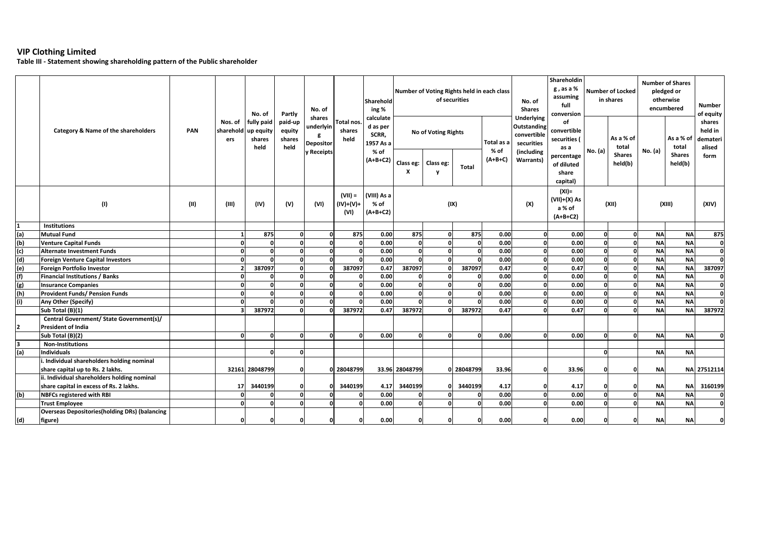**VIP Clothing Limited**

**Table III - Statement showing shareholding pattern of the Public shareholder**

| | Category & Name of the shareholders | PAN | Nos. of shareholders | No. of fully paid up equity shares held | Partly paid-up equity shares held | No. of shares underlying Depository Receipts | Total nos. shares held | Shareholding % calculated as per SCRR, 1957 As a % of (A+B+C2) | Number of Voting Rights held in each class of securities | | | | No. of Shares Underlying Outstanding convertible securities (including Warrants) | Shareholding , as a % assuming full conversion of convertible securities ( as a percentage of diluted share capital) | Number of Locked in shares | | Number of Shares pledged or otherwise encumbered | | Number of equity shares held in dematerialised form |
|---|---|---|---|---|---|---|---|---|---|---|---|---|---|---|---|---|---|---|---|
| | | | | | | | | | No of Voting Rights | | | Total as a % of (A+B+C) | | | No. (a) | As a % of total Shares held(b) | No. (a) | As a % of total Shares held(b) | |
| | | | | | | | | | Class eg: X | Class eg: y | Total | | | | | | | | |
| | (I) | (II) | (III) | (IV) | (V) | (VI) | (VII) = (IV)+(V)+ (VI) | (VIII) As a % of (A+B+C2) | (IX) | | | | (X) | (XI)= (VII)+(X) As a % of (A+B+C2) | (XII) | | (XIII) | | (XIV) |
| 1 | **Institutions** | | | | | | | | | | | | | | | | | | |
| (a) | Mutual Fund | | 1 | 875 | 0 | 0 | 875 | 0.00 | 875 | 0 | 875 | 0.00 | 0 | 0.00 | 0 | 0 | NA | NA | 875 |
| (b) | Venture Capital Funds | | 0 | 0 | 0 | 0 | 0 | 0.00 | 0 | 0 | 0 | 0.00 | 0 | 0.00 | 0 | 0 | NA | NA | 0 |
| (c) | Alternate Investment Funds | | 0 | 0 | 0 | 0 | 0 | 0.00 | 0 | 0 | 0 | 0.00 | 0 | 0.00 | 0 | 0 | NA | NA | 0 |
| (d) | Foreign Venture Capital Investors | | 0 | 0 | 0 | 0 | 0 | 0.00 | 0 | 0 | 0 | 0.00 | 0 | 0.00 | 0 | 0 | NA | NA | 0 |
| (e) | Foreign Portfolio Investor | | 2 | 387097 | 0 | 0 | 387097 | 0.47 | 387097 | 0 | 387097 | 0.47 | 0 | 0.47 | 0 | 0 | NA | NA | 387097 |
| (f) | Financial Institutions / Banks | | 0 | 0 | 0 | 0 | 0 | 0.00 | 0 | 0 | 0 | 0.00 | 0 | 0.00 | 0 | 0 | NA | NA | 0 |
| (g) | Insurance Companies | | 0 | 0 | 0 | 0 | 0 | 0.00 | 0 | 0 | 0 | 0.00 | 0 | 0.00 | 0 | 0 | NA | NA | 0 |
| (h) | Provident Funds/ Pension Funds | | 0 | 0 | 0 | 0 | 0 | 0.00 | 0 | 0 | 0 | 0.00 | 0 | 0.00 | 0 | 0 | NA | NA | 0 |
| (i) | Any Other (Specify) | | 0 | 0 | 0 | 0 | 0 | 0.00 | 0 | 0 | 0 | 0.00 | 0 | 0.00 | 0 | 0 | NA | NA | 0 |
| | Sub Total (B)(1) | | 3 | 387972 | 0 | 0 | 387972 | 0.47 | 387972 | 0 | 387972 | 0.47 | 0 | 0.47 | 0 | 0 | NA | NA | 387972 |
| 2 | Central Government/ State Government(s)/ President of India | | | | | | | | | | | | | | | | | | |
| | Sub Total (B)(2) | | 0 | 0 | 0 | 0 | 0 | 0.00 | 0 | 0 | 0 | 0.00 | 0 | 0.00 | 0 | 0 | NA | NA | 0 |
| 3 | **Non-Institutions** | | | | | | | | | | | | | | | | | | |
| (a) | Individuals | | | 0 | 0 | | | | | | | | | | 0 | | NA | NA | |
| | i. Individual shareholders holding nominal share capital up to Rs. 2 lakhs. | | 32161 | 28048799 | 0 | 0 | 28048799 | 33.96 | 28048799 | 0 | 28048799 | 33.96 | 0 | 33.96 | 0 | 0 | NA | NA | 27512114 |
| | ii. Individual shareholders holding nominal share capital in excess of Rs. 2 lakhs. | | 17 | 3440199 | 0 | 0 | 3440199 | 4.17 | 3440199 | 0 | 3440199 | 4.17 | 0 | 4.17 | 0 | 0 | NA | NA | 3160199 |
| (b) | NBFCs registered with RBI | | 0 | 0 | 0 | 0 | 0 | 0.00 | 0 | 0 | 0 | 0.00 | 0 | 0.00 | 0 | 0 | NA | NA | 0 |
| | Trust Employee | | 0 | 0 | 0 | 0 | 0 | 0.00 | 0 | 0 | 0 | 0.00 | 0 | 0.00 | 0 | 0 | NA | NA | 0 |
| (d) | Overseas Depositories(holding DRs) (balancing figure) | | 0 | 0 | 0 | 0 | 0 | 0.00 | 0 | 0 | 0 | 0.00 | 0 | 0.00 | 0 | 0 | NA | NA | 0 |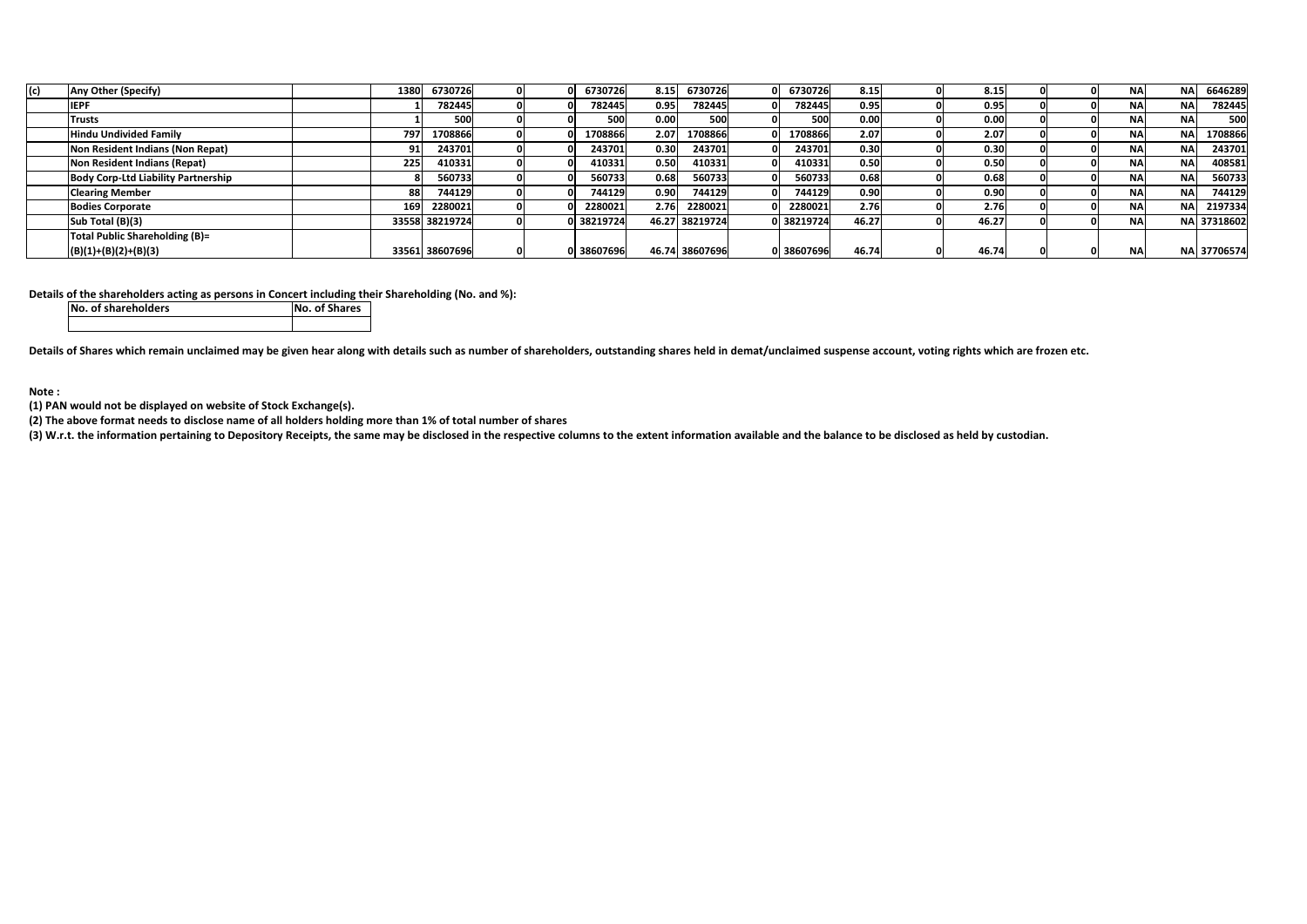| (c) | Any Other (Specify) | | 1380 | 6730726 | 0 | 0 | 6730726 | 8.15 | 6730726 | 0 | 6730726 | 8.15 | 0 | 8.15 | 0 | 0 | NA | NA | 6646289 |
|---|---|---|---|---|---|---|---|---|---|---|---|---|---|---|---|---|---|---|---|
| | IEPF | | 1 | 782445 | 0 | 0 | 782445 | 0.95 | 782445 | 0 | 782445 | 0.95 | 0 | 0.95 | 0 | 0 | NA | NA | 782445 |
| | Trusts | | 1 | 500 | 0 | 0 | 500 | 0.00 | 500 | 0 | 500 | 0.00 | 0 | 0.00 | 0 | 0 | NA | NA | 500 |
| | Hindu Undivided Family | | 797 | 1708866 | 0 | 0 | 1708866 | 2.07 | 1708866 | 0 | 1708866 | 2.07 | 0 | 2.07 | 0 | 0 | NA | NA | 1708866 |
| | Non Resident Indians (Non Repat) | | 91 | 243701 | 0 | 0 | 243701 | 0.30 | 243701 | 0 | 243701 | 0.30 | 0 | 0.30 | 0 | 0 | NA | NA | 243701 |
| | Non Resident Indians (Repat) | | 225 | 410331 | 0 | 0 | 410331 | 0.50 | 410331 | 0 | 410331 | 0.50 | 0 | 0.50 | 0 | 0 | NA | NA | 408581 |
| | Body Corp-Ltd Liability Partnership | | 8 | 560733 | 0 | 0 | 560733 | 0.68 | 560733 | 0 | 560733 | 0.68 | 0 | 0.68 | 0 | 0 | NA | NA | 560733 |
| | Clearing Member | | 88 | 744129 | 0 | 0 | 744129 | 0.90 | 744129 | 0 | 744129 | 0.90 | 0 | 0.90 | 0 | 0 | NA | NA | 744129 |
| | Bodies Corporate | | 169 | 2280021 | 0 | 0 | 2280021 | 2.76 | 2280021 | 0 | 2280021 | 2.76 | 0 | 2.76 | 0 | 0 | NA | NA | 2197334 |
| | Sub Total (B)(3) | | 33558 | 38219724 | 0 | 0 | 38219724 | 46.27 | 38219724 | 0 | 38219724 | 46.27 | 0 | 46.27 | 0 | 0 | NA | NA | 37318602 |
| | Total Public Shareholding (B)= (B)(1)+(B)(2)+(B)(3) | | 33561 | 38607696 | 0 | 0 | 38607696 | 46.74 | 38607696 | 0 | 38607696 | 46.74 | 0 | 46.74 | 0 | 0 | NA | NA | 37706574 |

**Details of the shareholders acting as persons in Concert including their Shareholding (No. and %):**

| No. of shareholders | No. of Shares |
|---|---|
| | |

**Details of Shares which remain unclaimed may be given hear along with details such as number of shareholders, outstanding shares held in demat/unclaimed suspense account, voting rights which are frozen etc.**

**Note :**

**(1) PAN would not be displayed on website of Stock Exchange(s).**

**(2) The above format needs to disclose name of all holders holding more than 1% of total number of shares**

**(3) W.r.t. the information pertaining to Depository Receipts, the same may be disclosed in the respective columns to the extent information available and the balance to be disclosed as held by custodian.**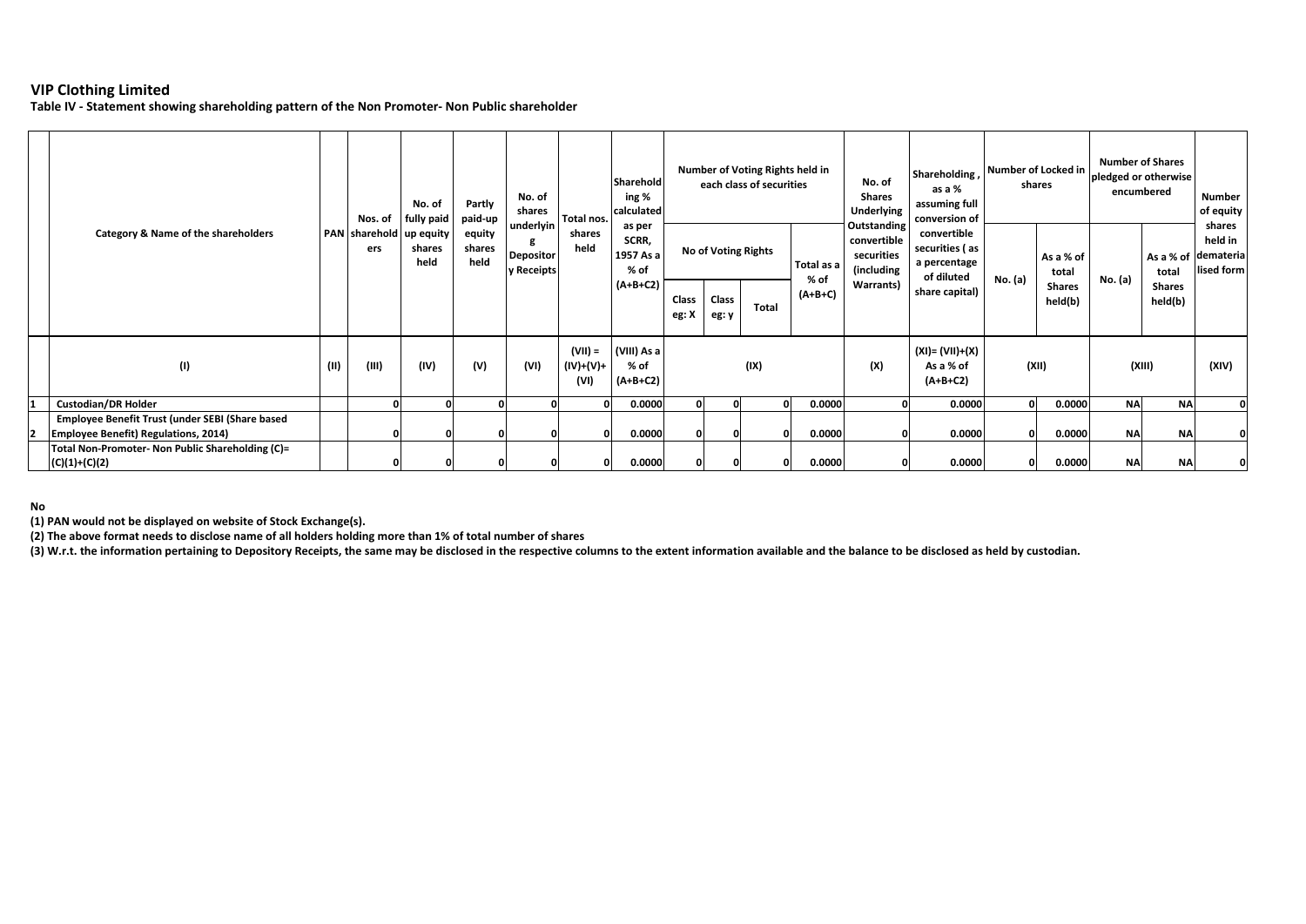**VIP Clothing Limited**

**Table IV - Statement showing shareholding pattern of the Non Promoter- Non Public shareholder**

| | Category & Name of the shareholders | PAN | Nos. of shareholders | No. of fully paid up equity shares held | Partly paid-up equity shares held | No. of shares underlying Depository Receipts | Total nos. shares held | Shareholding % calculated as per SCRR, 1957 As a % of (A+B+C2) | Number of Voting Rights held in each class of securities | | | | No. of Shares Underlying Outstanding convertible securities (including Warrants) | Shareholding , as a % assuming full conversion of convertible securities ( as a percentage of diluted share capital) | Number of Locked in shares | | Number of Shares pledged or otherwise encumbered | | Number of equity shares held in dematerialised form |
|---|---|---|---|---|---|---|---|---|---|---|---|---|---|---|---|---|---|---|---|
| | | | | | | | | | No of Voting Rights | | | Total as a % of (A+B+C) | | | No. (a) | As a % of total Shares held(b) | No. (a) | As a % of total Shares held(b) | |
| | | | | | | | | | Class eg: X | Class eg: y | Total | | | | | | | | |
| | (I) | (II) | (III) | (IV) | (V) | (VI) | (VII) = (IV)+(V)+ (VI) | (VIII) As a % of (A+B+C2) | (IX) | | | | (X) | (XI)= (VII)+(X) As a % of (A+B+C2) | (XII) | | (XIII) | | (XIV) |
| 1 | Custodian/DR Holder | | 0 | 0 | 0 | 0 | 0 | 0.0000 | 0 | 0 | 0 | 0.0000 | 0 | 0.0000 | 0 | 0.0000 | NA | NA | 0 |
| 2 | Employee Benefit Trust (under SEBI (Share based Employee Benefit) Regulations, 2014) | | 0 | 0 | 0 | 0 | 0 | 0.0000 | 0 | 0 | 0 | 0.0000 | 0 | 0.0000 | 0 | 0.0000 | NA | NA | 0 |
| | Total Non-Promoter- Non Public Shareholding (C)= (C)(1)+(C)(2) | | 0 | 0 | 0 | 0 | 0 | 0.0000 | 0 | 0 | 0 | 0.0000 | 0 | 0.0000 | 0 | 0.0000 | NA | NA | 0 |

**No**

**(1) PAN would not be displayed on website of Stock Exchange(s).**

**(2) The above format needs to disclose name of all holders holding more than 1% of total number of shares**

**(3) W.r.t. the information pertaining to Depository Receipts, the same may be disclosed in the respective columns to the extent information available and the balance to be disclosed as held by custodian.**